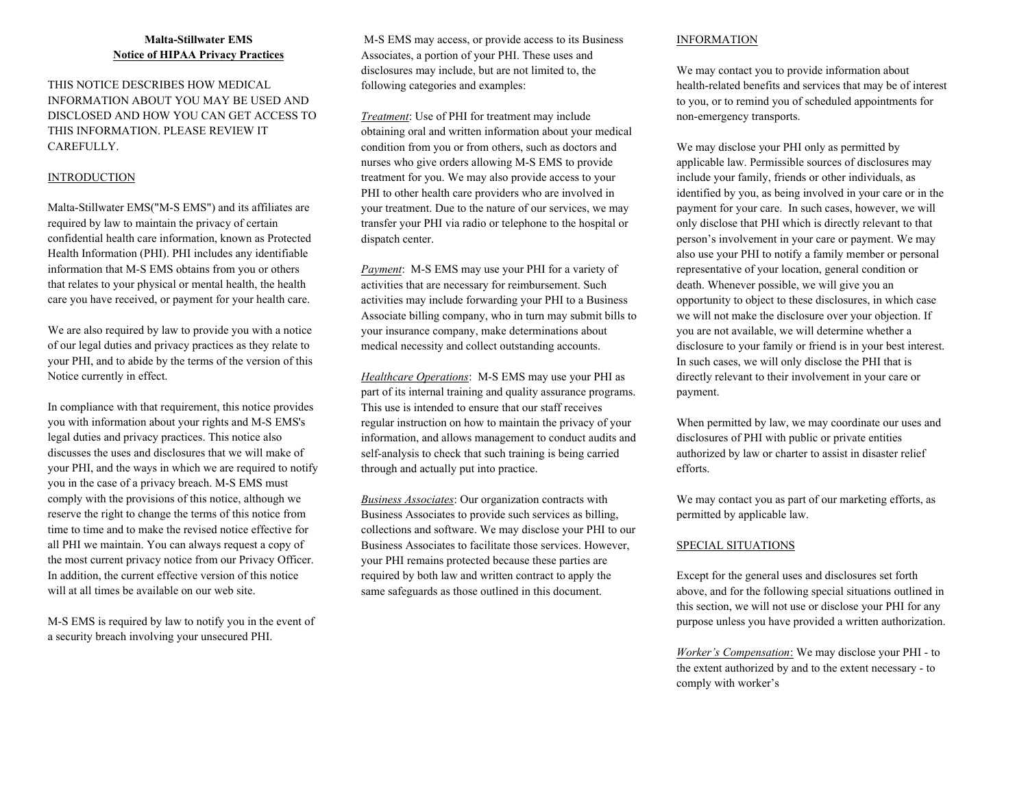# Malta-Stillwater EMS

## Notice of HIPAA Privacy Practices

THIS NOTICE DESCRIBES HOW MEDICAL INFORMATION ABOUT YOU MAY BE USED AND DISCLOSED AND HOW YOU CAN GET ACCESS TO THIS INFORMATION. PLEASE REVIEW IT CAREFULLY.

### INTRODUCTION

Malta-Stillwater EMS("M-S EMS") and its affiliates are required by law to maintain the privacy of certain confidential health care information, known as Protected Health Information (PHI). PHI includes any identifiable information that M-S EMS obtains from you or others that relates to your physical or mental health, the health care you have received, or payment for your health care.

We are also required by law to provide you with a notice of our legal duties and privacy practices as they relate to your PHI, and to abide by the terms of the version of this Notice currently in effect.

In compliance with that requirement, this notice provides you with information about your rights and M-S EMS's legal duties and privacy practices. This notice also discusses the uses and disclosures that we will make of your PHI, and the ways in which we are required to notify you in the case of a privacy breach. M-S EMS must comply with the provisions of this notice, although we reserve the right to change the terms of this notice from time to time and to make the revised notice effective for all PHI we maintain. You can always request a copy of the most current privacy notice from our Privacy Officer. In addition, the current effective version of this notice will at all times be available on our web site.

M-S EMS is required by law to notify you in the event of a security breach involving your unsecured PHI.

M-S EMS may access, or provide access to its Business Associates, a portion of your PHI. These uses and disclosures may include, but are not limited to, the following categories and examples:

*Treatment*: Use of PHI for treatment may include obtaining oral and written information about your medical condition from you or from others, such as doctors and nurses who give orders allowing M-S EMS to provide treatment for you. We may also provide access to your PHI to other health care providers who are involved in your treatment. Due to the nature of our services, we may transfer your PHI via radio or telephone to the hospital or dispatch center.

*Payment*: M-S EMS may use your PHI for a variety of activities that are necessary for reimbursement. Such activities may include forwarding your PHI to a Business Associate billing company, who in turn may submit bills to your insurance company, make determinations about medical necessity and collect outstanding accounts.

*Healthcare Operations*: M-S EMS may use your PHI as part of its internal training and quality assurance programs. This use is intended to ensure that our staff receives regular instruction on how to maintain the privacy of your information, and allows management to conduct audits and self-analysis to check that such training is being carried through and actually put into practice.

*Business Associates*: Our organization contracts with Business Associates to provide such services as billing, collections and software. We may disclose your PHI to our Business Associates to facilitate those services. However, your PHI remains protected because these parties are required by both law and written contract to apply the same safeguards as those outlined in this document.

### INFORMATION

We may contact you to provide information about health-related benefits and services that may be of interest to you, or to remind you of scheduled appointments for non-emergency transports.

We may disclose your PHI only as permitted by applicable law. Permissible sources of disclosures may include your family, friends or other individuals, as identified by you, as being involved in your care or in the payment for your care. In such cases, however, we will only disclose that PHI which is directly relevant to that person's involvement in your care or payment. We may also use your PHI to notify a family member or personal representative of your location, general condition or death. Whenever possible, we will give you an opportunity to object to these disclosures, in which case we will not make the disclosure over your objection. If you are not available, we will determine whether a disclosure to your family or friend is in your best interest. In such cases, we will only disclose the PHI that is directly relevant to their involvement in your care or payment.

When permitted by law, we may coordinate our uses and disclosures of PHI with public or private entities authorized by law or charter to assist in disaster relief efforts.

We may contact you as part of our marketing efforts, as permitted by applicable law.

### SPECIAL SITUATIONS

Except for the general uses and disclosures set forth above, and for the following special situations outlined in this section, we will not use or disclose your PHI for any purpose unless you have provided a written authorization.

*Worker's Compensation*: We may disclose your PHI - to the extent authorized by and to the extent necessary - to comply with worker's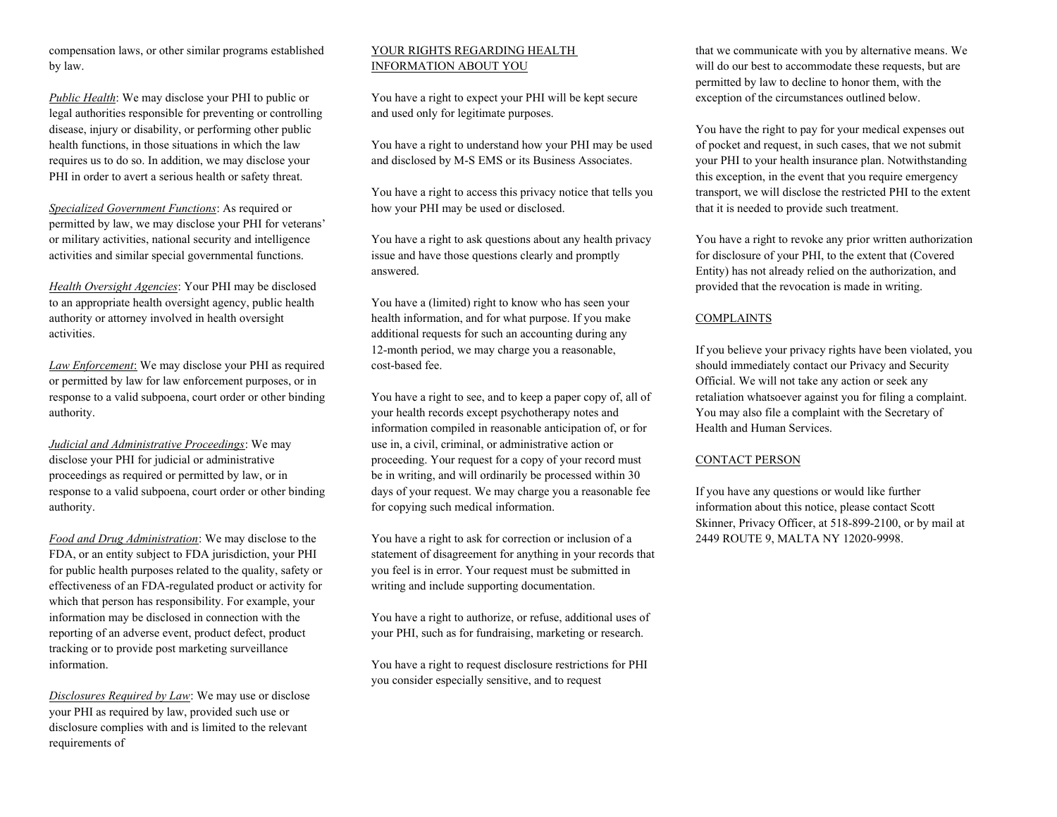compensation laws, or other similar programs established by law.

*Public Health*: We may disclose your PHI to public or legal authorities responsible for preventing or controlling disease, injury or disability, or performing other public health functions, in those situations in which the law requires us to do so. In addition, we may disclose your PHI in order to avert a serious health or safety threat.

*Specialized Government Functions*: As required or permitted by law, we may disclose your PHI for veterans' or military activities, national security and intelligence activities and similar special governmental functions.

*Health Oversight Agencies*: Your PHI may be disclosed to an appropriate health oversight agency, public health authority or attorney involved in health oversight activities.

*Law Enforcement*: We may disclose your PHI as required or permitted by law for law enforcement purposes, or in response to a valid subpoena, court order or other binding authority.

*Judicial and Administrative Proceedings*: We may disclose your PHI for judicial or administrative proceedings as required or permitted by law, or in response to a valid subpoena, court order or other binding authority.

*Food and Drug Administration*: We may disclose to the FDA, or an entity subject to FDA jurisdiction, your PHI for public health purposes related to the quality, safety or effectiveness of an FDA-regulated product or activity for which that person has responsibility. For example, your information may be disclosed in connection with the reporting of an adverse event, product defect, product tracking or to provide post marketing surveillance information.

*Disclosures Required by Law*: We may use or disclose your PHI as required by law, provided such use or disclosure complies with and is limited to the relevant requirements of

## YOUR RIGHTS REGARDING HEALTH INFORMATION ABOUT YOU

You have a right to expect your PHI will be kept secure and used only for legitimate purposes.

You have a right to understand how your PHI may be used and disclosed by M-S EMS or its Business Associates.

You have a right to access this privacy notice that tells you how your PHI may be used or disclosed.

You have a right to ask questions about any health privacy issue and have those questions clearly and promptly answered.

You have a (limited) right to know who has seen your health information, and for what purpose. If you make additional requests for such an accounting during any 12-month period, we may charge you a reasonable, cost-based fee.

You have a right to see, and to keep a paper copy of, all of your health records except psychotherapy notes and information compiled in reasonable anticipation of, or for use in, a civil, criminal, or administrative action or proceeding. Your request for a copy of your record must be in writing, and will ordinarily be processed within 30 days of your request. We may charge you a reasonable fee for copying such medical information.

You have a right to ask for correction or inclusion of a statement of disagreement for anything in your records that you feel is in error. Your request must be submitted in writing and include supporting documentation.

You have a right to authorize, or refuse, additional uses of your PHI, such as for fundraising, marketing or research.

You have a right to request disclosure restrictions for PHI you consider especially sensitive, and to request that we communicate with you by alternative means. We will do our best to accommodate these requests, but are permitted by law to decline to honor them, with the exception of the circumstances outlined below.

You have the right to pay for your medical expenses out of pocket and request, in such cases, that we not submit your PHI to your health insurance plan. Notwithstanding this exception, in the event that you require emergency transport, we will disclose the restricted PHI to the extent that it is needed to provide such treatment.

You have a right to revoke any prior written authorization for disclosure of your PHI, to the extent that (Covered Entity) has not already relied on the authorization, and provided that the revocation is made in writing.

## COMPLAINTS

If you believe your privacy rights have been violated, you should immediately contact our Privacy and Security Official. We will not take any action or seek any retaliation whatsoever against you for filing a complaint. You may also file a complaint with the Secretary of Health and Human Services.

## CONTACT PERSON

If you have any questions or would like further information about this notice, please contact Scott Skinner, Privacy Officer, at 518-899-2100, or by mail at 2449 ROUTE 9, MALTA NY 12020-9998.